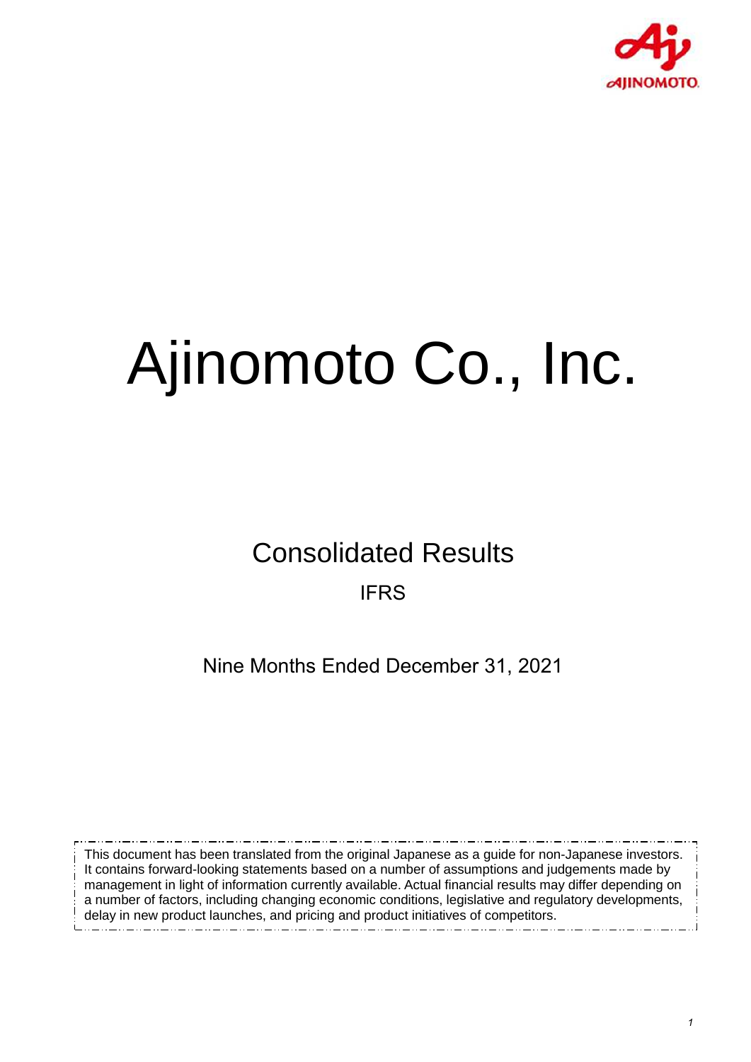# Ajinomoto Co., Inc.

## Consolidated Results

IFRS

Nine Months Ended December 31, 2021

This document has been translated from the original Japanese as a guide for non-Japanese investors. It contains forward-looking statements based on a number of assumptions and judgements made by management in light of information currently available. Actual financial results may differ depending on a number of factors, including changing economic conditions, legislative and regulatory developments, delay in new product launches, and pricing and product initiatives of competitors.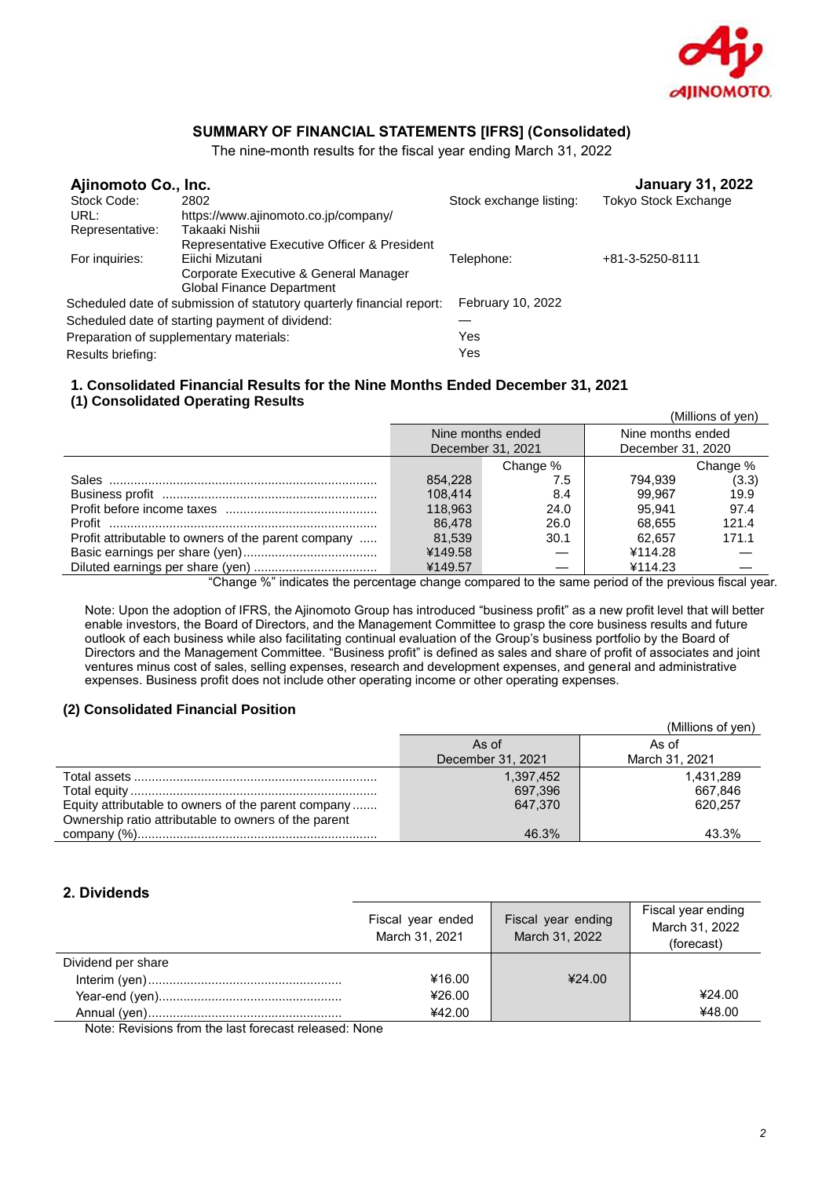## SUMMARY OF FINANCIAL STATEMENTS [IFRS] (Consolidated)

The nine-month results for the fiscal year ending March 31, 2022

**Ajinomoto Co., Inc.** **January 31, 2022**

| | | | |
|---|---|---|---|
| Stock Code: | 2802 | Stock exchange listing: | Tokyo Stock Exchange |
| URL: | https://www.ajinomoto.co.jp/company/ | | |
| Representative: | Takaaki Nishii<br>Representative Executive Officer & President | | |
| For inquiries: | Eiichi Mizutani<br>Corporate Executive & General Manager<br>Global Finance Department | Telephone: | +81-3-5250-8111 |

Scheduled date of submission of statutory quarterly financial report: February 10, 2022

Scheduled date of starting payment of dividend: —

Preparation of supplementary materials: Yes

Results briefing: Yes

### 1. Consolidated Financial Results for the Nine Months Ended December 31, 2021

### (1) Consolidated Operating Results

(Millions of yen)

| | Nine months ended December 31, 2021 | | Nine months ended December 31, 2020 | |
|---|---|---|---|---|
| | | Change % | | Change % |
| Sales | 854,228 | 7.5 | 794,939 | (3.3) |
| Business profit | 108,414 | 8.4 | 99,967 | 19.9 |
| Profit before income taxes | 118,963 | 24.0 | 95,941 | 97.4 |
| Profit | 86,478 | 26.0 | 68,655 | 121.4 |
| Profit attributable to owners of the parent company | 81,539 | 30.1 | 62,657 | 171.1 |
| Basic earnings per share (yen) | ¥149.58 | — | ¥114.28 | — |
| Diluted earnings per share (yen) | ¥149.57 | — | ¥114.23 | — |

"Change %" indicates the percentage change compared to the same period of the previous fiscal year.

Note: Upon the adoption of IFRS, the Ajinomoto Group has introduced "business profit" as a new profit level that will better enable investors, the Board of Directors, and the Management Committee to grasp the core business results and future outlook of each business while also facilitating continual evaluation of the Group's business portfolio by the Board of Directors and the Management Committee. "Business profit" is defined as sales and share of profit of associates and joint ventures minus cost of sales, selling expenses, research and development expenses, and general and administrative expenses. Business profit does not include other operating income or other operating expenses.

### (2) Consolidated Financial Position

(Millions of yen)

| | As of December 31, 2021 | As of March 31, 2021 |
|---|---|---|
| Total assets | 1,397,452 | 1,431,289 |
| Total equity | 697,396 | 667,846 |
| Equity attributable to owners of the parent company | 647,370 | 620,257 |
| Ownership ratio attributable to owners of the parent company (%) | 46.3% | 43.3% |

## 2. Dividends

| | Fiscal year ended March 31, 2021 | Fiscal year ending March 31, 2022 | Fiscal year ending March 31, 2022 (forecast) |
|---|---|---|---|
| Dividend per share | | | |
| Interim (yen) | ¥16.00 | ¥24.00 | |
| Year-end (yen) | ¥26.00 | | ¥24.00 |
| Annual (yen) | ¥42.00 | | ¥48.00 |

Note: Revisions from the last forecast released: None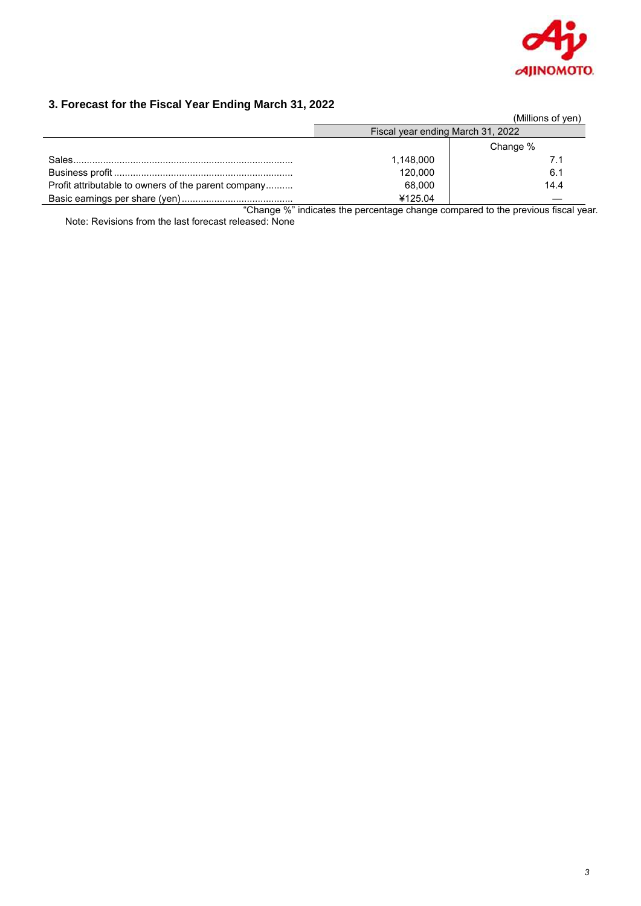### 3. Forecast for the Fiscal Year Ending March 31, 2022

(Millions of yen)

| | Fiscal year ending March 31, 2022 | |
|---|---|---|
| | | Change % |
| Sales | 1,148,000 | 7.1 |
| Business profit | 120,000 | 6.1 |
| Profit attributable to owners of the parent company | 68,000 | 14.4 |
| Basic earnings per share (yen) | ¥125.04 | — |

"Change %" indicates the percentage change compared to the previous fiscal year.

Note: Revisions from the last forecast released: None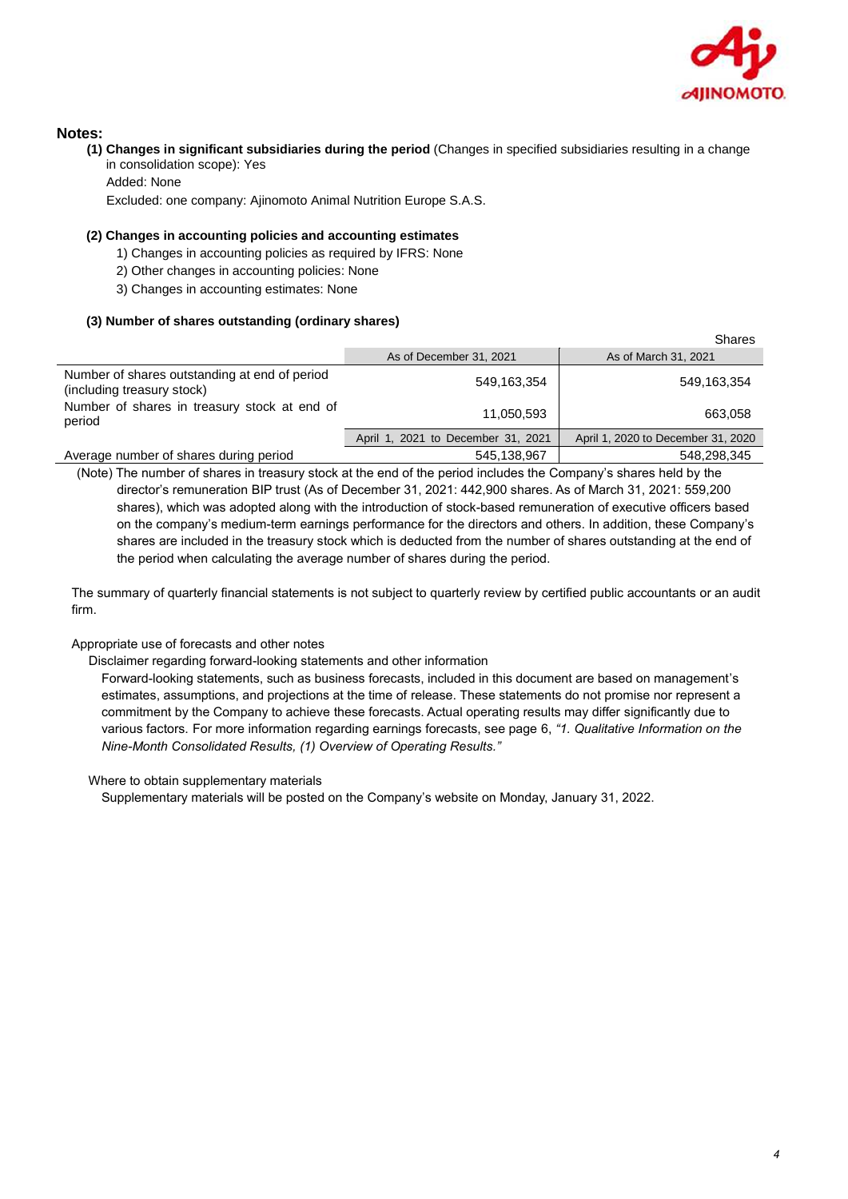## Notes:

**(1) Changes in significant subsidiaries during the period** (Changes in specified subsidiaries resulting in a change in consolidation scope): Yes

Added: None

Excluded: one company: Ajinomoto Animal Nutrition Europe S.A.S.

**(2) Changes in accounting policies and accounting estimates**

1) Changes in accounting policies as required by IFRS: None
2) Other changes in accounting policies: None
3) Changes in accounting estimates: None

**(3) Number of shares outstanding (ordinary shares)**

Shares

| | As of December 31, 2021 | As of March 31, 2021 |
|---|---|---|
| Number of shares outstanding at end of period (including treasury stock) | 549,163,354 | 549,163,354 |
| Number of shares in treasury stock at end of period | 11,050,593 | 663,058 |
| | April 1, 2021 to December 31, 2021 | April 1, 2020 to December 31, 2020 |
| Average number of shares during period | 545,138,967 | 548,298,345 |

(Note) The number of shares in treasury stock at the end of the period includes the Company's shares held by the director's remuneration BIP trust (As of December 31, 2021: 442,900 shares. As of March 31, 2021: 559,200 shares), which was adopted along with the introduction of stock-based remuneration of executive officers based on the company's medium-term earnings performance for the directors and others. In addition, these Company's shares are included in the treasury stock which is deducted from the number of shares outstanding at the end of the period when calculating the average number of shares during the period.

The summary of quarterly financial statements is not subject to quarterly review by certified public accountants or an audit firm.

Appropriate use of forecasts and other notes

Disclaimer regarding forward-looking statements and other information

Forward-looking statements, such as business forecasts, included in this document are based on management's estimates, assumptions, and projections at the time of release. These statements do not promise nor represent a commitment by the Company to achieve these forecasts. Actual operating results may differ significantly due to various factors. For more information regarding earnings forecasts, see page 6, *"1. Qualitative Information on the Nine-Month Consolidated Results, (1) Overview of Operating Results."*

Where to obtain supplementary materials

Supplementary materials will be posted on the Company's website on Monday, January 31, 2022.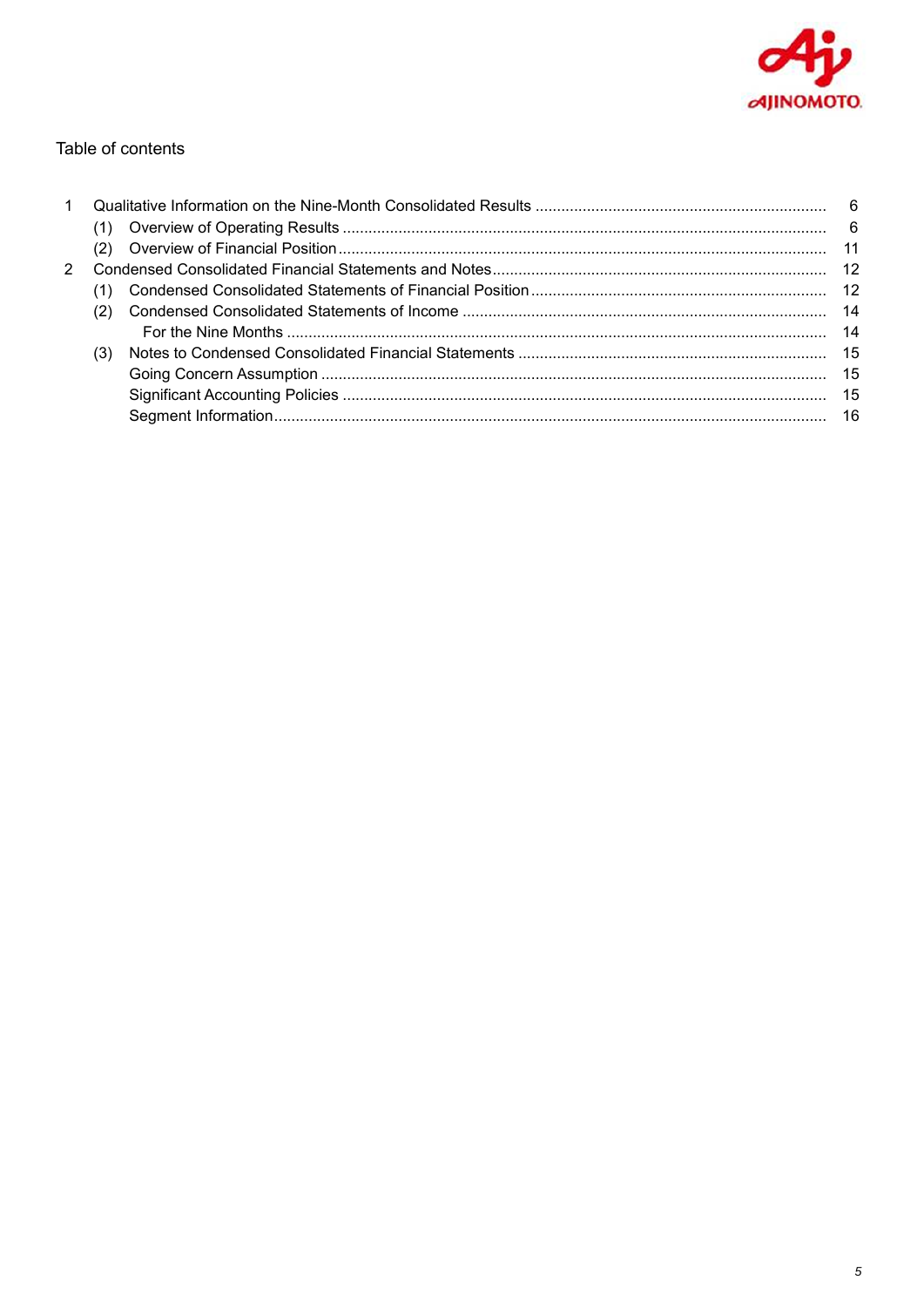Table of contents

| | | |
|---|---|---|
| 1 | Qualitative Information on the Nine-Month Consolidated Results | 6 |
| | (1) Overview of Operating Results | 6 |
| | (2) Overview of Financial Position | 11 |
| 2 | Condensed Consolidated Financial Statements and Notes | 12 |
| | (1) Condensed Consolidated Statements of Financial Position | 12 |
| | (2) Condensed Consolidated Statements of Income | 14 |
| | For the Nine Months | 14 |
| | (3) Notes to Condensed Consolidated Financial Statements | 15 |
| | Going Concern Assumption | 15 |
| | Significant Accounting Policies | 15 |
| | Segment Information | 16 |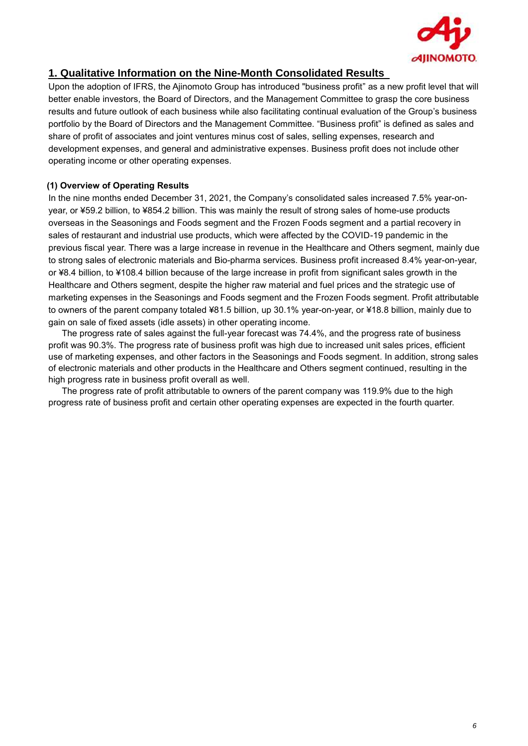## 1. Qualitative Information on the Nine-Month Consolidated Results

Upon the adoption of IFRS, the Ajinomoto Group has introduced "business profit" as a new profit level that will better enable investors, the Board of Directors, and the Management Committee to grasp the core business results and future outlook of each business while also facilitating continual evaluation of the Group's business portfolio by the Board of Directors and the Management Committee. "Business profit" is defined as sales and share of profit of associates and joint ventures minus cost of sales, selling expenses, research and development expenses, and general and administrative expenses. Business profit does not include other operating income or other operating expenses.

### (1) Overview of Operating Results

In the nine months ended December 31, 2021, the Company's consolidated sales increased 7.5% year-on-year, or ¥59.2 billion, to ¥854.2 billion. This was mainly the result of strong sales of home-use products overseas in the Seasonings and Foods segment and the Frozen Foods segment and a partial recovery in sales of restaurant and industrial use products, which were affected by the COVID-19 pandemic in the previous fiscal year. There was a large increase in revenue in the Healthcare and Others segment, mainly due to strong sales of electronic materials and Bio-pharma services. Business profit increased 8.4% year-on-year, or ¥8.4 billion, to ¥108.4 billion because of the large increase in profit from significant sales growth in the Healthcare and Others segment, despite the higher raw material and fuel prices and the strategic use of marketing expenses in the Seasonings and Foods segment and the Frozen Foods segment. Profit attributable to owners of the parent company totaled ¥81.5 billion, up 30.1% year-on-year, or ¥18.8 billion, mainly due to gain on sale of fixed assets (idle assets) in other operating income.

The progress rate of sales against the full-year forecast was 74.4%, and the progress rate of business profit was 90.3%. The progress rate of business profit was high due to increased unit sales prices, efficient use of marketing expenses, and other factors in the Seasonings and Foods segment. In addition, strong sales of electronic materials and other products in the Healthcare and Others segment continued, resulting in the high progress rate in business profit overall as well.

The progress rate of profit attributable to owners of the parent company was 119.9% due to the high progress rate of business profit and certain other operating expenses are expected in the fourth quarter.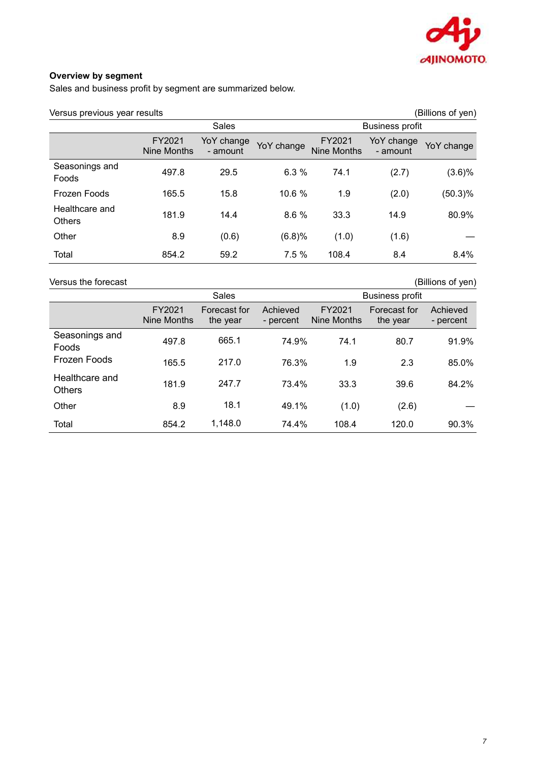**Overview by segment**

Sales and business profit by segment are summarized below.

Versus previous year results (Billions of yen)

| | Sales | | | Business profit | | |
|---|---|---|---|---|---|---|
| | FY2021 Nine Months | YoY change - amount | YoY change | FY2021 Nine Months | YoY change - amount | YoY change |
| Seasonings and Foods | 497.8 | 29.5 | 6.3 % | 74.1 | (2.7) | (3.6)% |
| Frozen Foods | 165.5 | 15.8 | 10.6 % | 1.9 | (2.0) | (50.3)% |
| Healthcare and Others | 181.9 | 14.4 | 8.6 % | 33.3 | 14.9 | 80.9% |
| Other | 8.9 | (0.6) | (6.8)% | (1.0) | (1.6) | — |
| Total | 854.2 | 59.2 | 7.5 % | 108.4 | 8.4 | 8.4% |

Versus the forecast (Billions of yen)

| | Sales | | | Business profit | | |
|---|---|---|---|---|---|---|
| | FY2021 Nine Months | Forecast for the year | Achieved - percent | FY2021 Nine Months | Forecast for the year | Achieved - percent |
| Seasonings and Foods | 497.8 | 665.1 | 74.9% | 74.1 | 80.7 | 91.9% |
| Frozen Foods | 165.5 | 217.0 | 76.3% | 1.9 | 2.3 | 85.0% |
| Healthcare and Others | 181.9 | 247.7 | 73.4% | 33.3 | 39.6 | 84.2% |
| Other | 8.9 | 18.1 | 49.1% | (1.0) | (2.6) | — |
| Total | 854.2 | 1,148.0 | 74.4% | 108.4 | 120.0 | 90.3% |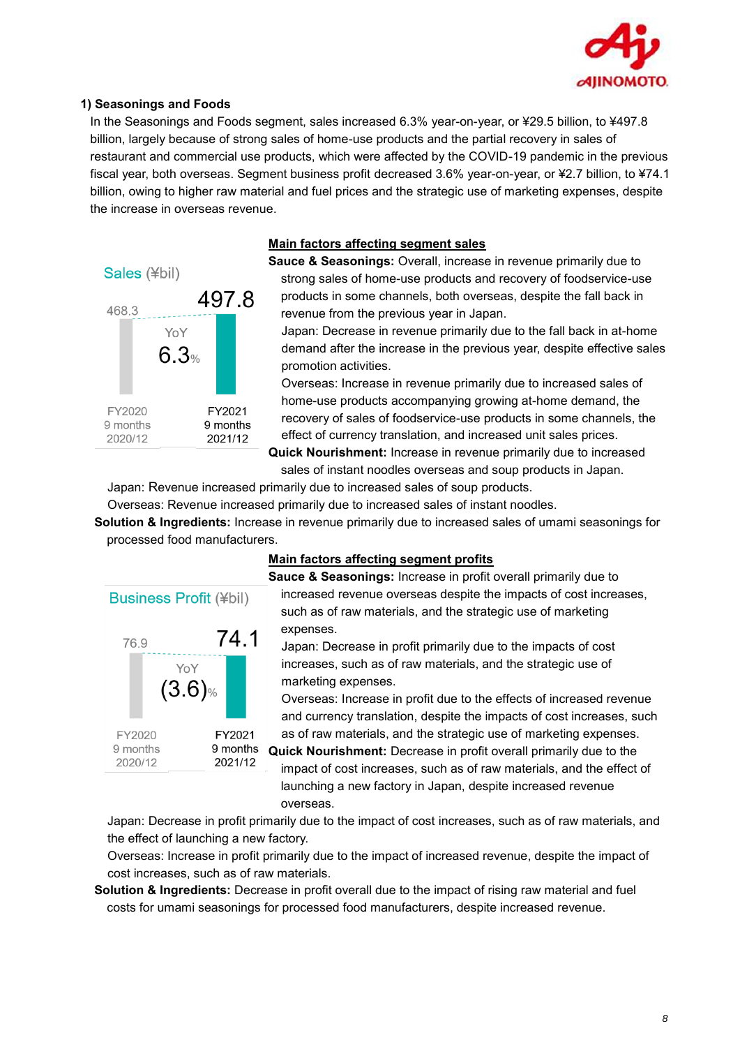### 1) Seasonings and Foods

In the Seasonings and Foods segment, sales increased 6.3% year-on-year, or ¥29.5 billion, to ¥497.8 billion, largely because of strong sales of home-use products and the partial recovery in sales of restaurant and commercial use products, which were affected by the COVID-19 pandemic in the previous fiscal year, both overseas. Segment business profit decreased 3.6% year-on-year, or ¥2.7 billion, to ¥74.1 billion, owing to higher raw material and fuel prices and the strategic use of marketing expenses, despite the increase in overseas revenue.

Sales (¥bil)

| | FY2020 9 months 2020/12 | FY2021 9 months 2021/12 |
|---|---|---|
| Sales | 468.3 | 497.8 |
| YoY | | 6.3% |

**Main factors affecting segment sales**

**Sauce & Seasonings:** Overall, increase in revenue primarily due to strong sales of home-use products and recovery of foodservice-use products in some channels, both overseas, despite the fall back in revenue from the previous year in Japan.

Japan: Decrease in revenue primarily due to the fall back in at-home demand after the increase in the previous year, despite effective sales promotion activities.

Overseas: Increase in revenue primarily due to increased sales of home-use products accompanying growing at-home demand, the recovery of sales of foodservice-use products in some channels, the effect of currency translation, and increased unit sales prices.

**Quick Nourishment:** Increase in revenue primarily due to increased sales of instant noodles overseas and soup products in Japan.

Japan: Revenue increased primarily due to increased sales of soup products.

Overseas: Revenue increased primarily due to increased sales of instant noodles.

**Solution & Ingredients:** Increase in revenue primarily due to increased sales of umami seasonings for processed food manufacturers.

Business Profit (¥bil)

| | FY2020 9 months 2020/12 | FY2021 9 months 2021/12 |
|---|---|---|
| Business Profit | 76.9 | 74.1 |
| YoY | | (3.6)% |

**Main factors affecting segment profits**

**Sauce & Seasonings:** Increase in profit overall primarily due to increased revenue overseas despite the impacts of cost increases, such as of raw materials, and the strategic use of marketing expenses.

Japan: Decrease in profit primarily due to the impacts of cost increases, such as of raw materials, and the strategic use of marketing expenses.

Overseas: Increase in profit due to the effects of increased revenue and currency translation, despite the impacts of cost increases, such as of raw materials, and the strategic use of marketing expenses.

**Quick Nourishment:** Decrease in profit overall primarily due to the impact of cost increases, such as of raw materials, and the effect of launching a new factory in Japan, despite increased revenue overseas.

Japan: Decrease in profit primarily due to the impact of cost increases, such as of raw materials, and the effect of launching a new factory.

Overseas: Increase in profit primarily due to the impact of increased revenue, despite the impact of cost increases, such as of raw materials.

**Solution & Ingredients:** Decrease in profit overall due to the impact of rising raw material and fuel costs for umami seasonings for processed food manufacturers, despite increased revenue.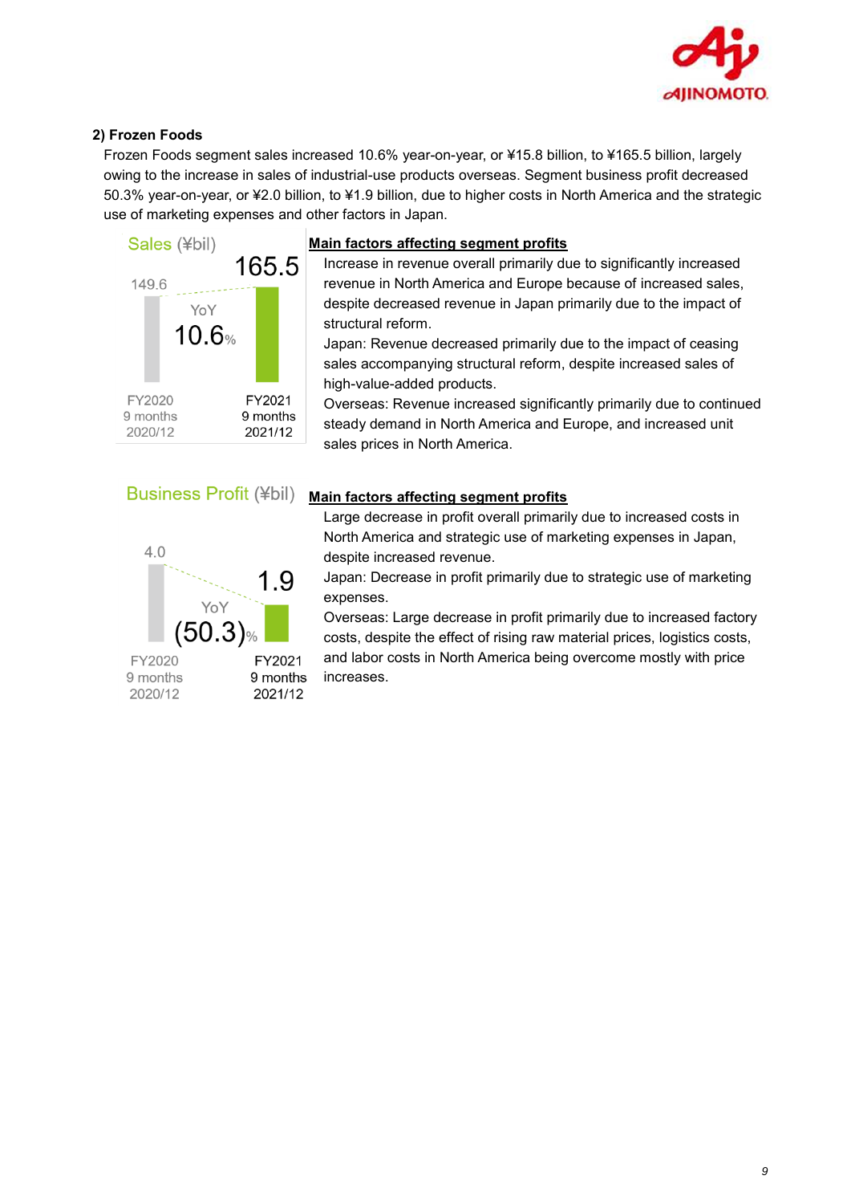## 2) Frozen Foods

Frozen Foods segment sales increased 10.6% year-on-year, or ¥15.8 billion, to ¥165.5 billion, largely owing to the increase in sales of industrial-use products overseas. Segment business profit decreased 50.3% year-on-year, or ¥2.0 billion, to ¥1.9 billion, due to higher costs in North America and the strategic use of marketing expenses and other factors in Japan.

**Sales (¥bil)**

| | FY2020 9 months 2020/12 | FY2021 9 months 2021/12 |
|---|---|---|
| Sales | 149.6 | 165.5 |
| YoY | | 10.6% |

**Main factors affecting segment profits**

Increase in revenue overall primarily due to significantly increased revenue in North America and Europe because of increased sales, despite decreased revenue in Japan primarily due to the impact of structural reform.

Japan: Revenue decreased primarily due to the impact of ceasing sales accompanying structural reform, despite increased sales of high-value-added products.

Overseas: Revenue increased significantly primarily due to continued steady demand in North America and Europe, and increased unit sales prices in North America.

**Business Profit (¥bil)**

| | FY2020 9 months 2020/12 | FY2021 9 months 2021/12 |
|---|---|---|
| Business Profit | 4.0 | 1.9 |
| YoY | | (50.3)% |

**Main factors affecting segment profits**

Large decrease in profit overall primarily due to increased costs in North America and strategic use of marketing expenses in Japan, despite increased revenue.

Japan: Decrease in profit primarily due to strategic use of marketing expenses.

Overseas: Large decrease in profit primarily due to increased factory costs, despite the effect of rising raw material prices, logistics costs, and labor costs in North America being overcome mostly with price increases.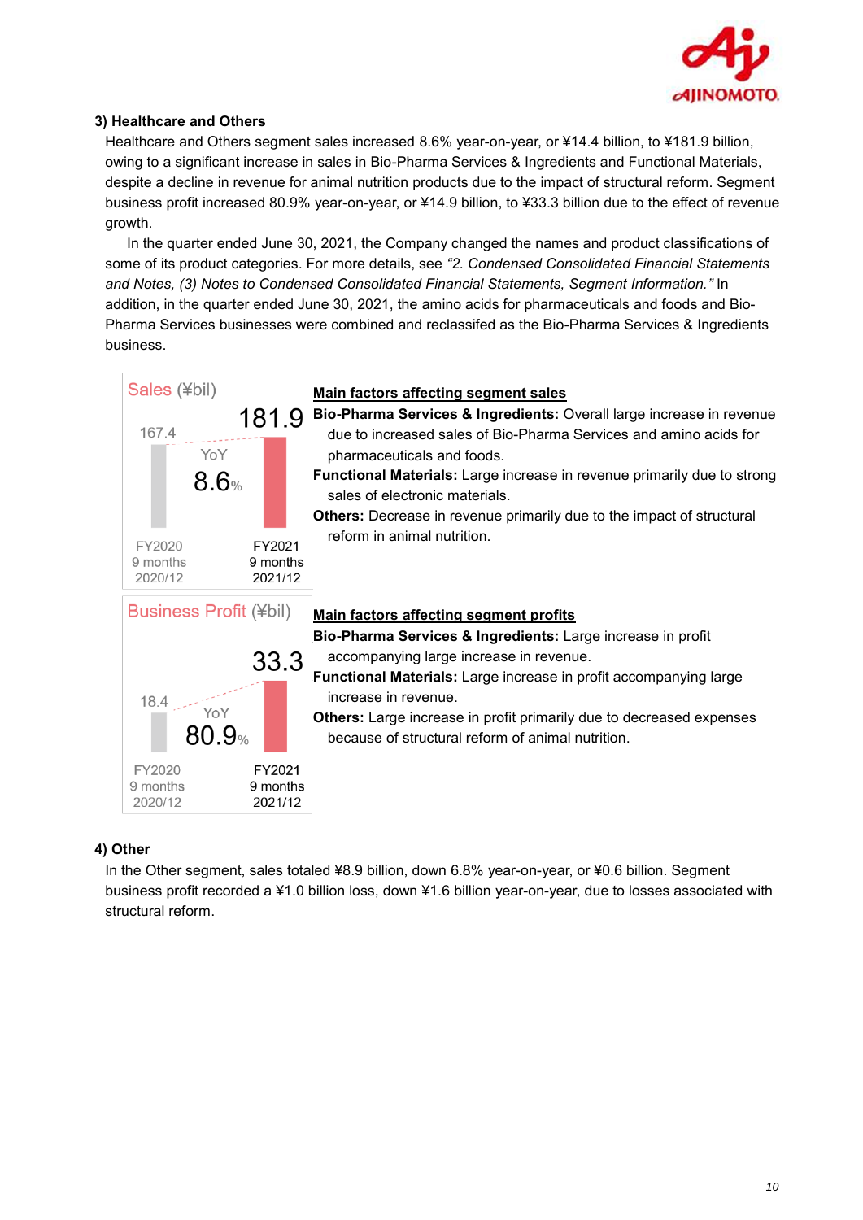### 3) Healthcare and Others

Healthcare and Others segment sales increased 8.6% year-on-year, or ¥14.4 billion, to ¥181.9 billion, owing to a significant increase in sales in Bio-Pharma Services & Ingredients and Functional Materials, despite a decline in revenue for animal nutrition products due to the impact of structural reform. Segment business profit increased 80.9% year-on-year, or ¥14.9 billion, to ¥33.3 billion due to the effect of revenue growth.

In the quarter ended June 30, 2021, the Company changed the names and product classifications of some of its product categories. For more details, see *"2. Condensed Consolidated Financial Statements and Notes, (3) Notes to Condensed Consolidated Financial Statements, Segment Information."* In addition, in the quarter ended June 30, 2021, the amino acids for pharmaceuticals and foods and Bio-Pharma Services businesses were combined and reclassifed as the Bio-Pharma Services & Ingredients business.

Sales (¥bil)

| FY2020 9 months 2020/12 | YoY | FY2021 9 months 2021/12 |
|---|---|---|
| 167.4 | 8.6% | 181.9 |

**Main factors affecting segment sales**

**Bio-Pharma Services & Ingredients:** Overall large increase in revenue due to increased sales of Bio-Pharma Services and amino acids for pharmaceuticals and foods.

**Functional Materials:** Large increase in revenue primarily due to strong sales of electronic materials.

**Others:** Decrease in revenue primarily due to the impact of structural reform in animal nutrition.

Business Profit (¥bil)

| FY2020 9 months 2020/12 | YoY | FY2021 9 months 2021/12 |
|---|---|---|
| 18.4 | 80.9% | 33.3 |

**Main factors affecting segment profits**

**Bio-Pharma Services & Ingredients:** Large increase in profit accompanying large increase in revenue.

**Functional Materials:** Large increase in profit accompanying large increase in revenue.

**Others:** Large increase in profit primarily due to decreased expenses because of structural reform of animal nutrition.

### 4) Other

In the Other segment, sales totaled ¥8.9 billion, down 6.8% year-on-year, or ¥0.6 billion. Segment business profit recorded a ¥1.0 billion loss, down ¥1.6 billion year-on-year, due to losses associated with structural reform.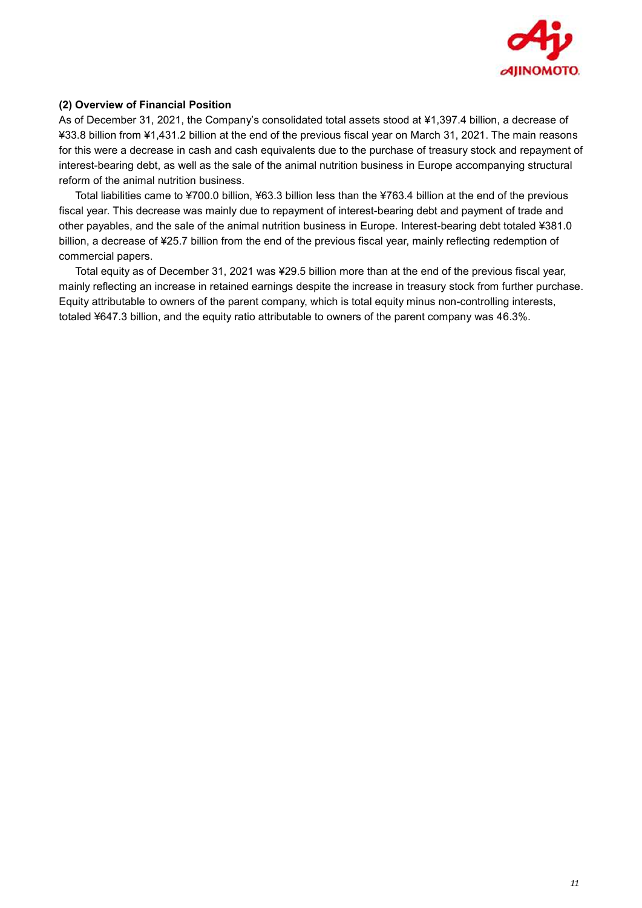## (2) Overview of Financial Position

As of December 31, 2021, the Company's consolidated total assets stood at ¥1,397.4 billion, a decrease of ¥33.8 billion from ¥1,431.2 billion at the end of the previous fiscal year on March 31, 2021. The main reasons for this were a decrease in cash and cash equivalents due to the purchase of treasury stock and repayment of interest-bearing debt, as well as the sale of the animal nutrition business in Europe accompanying structural reform of the animal nutrition business.

Total liabilities came to ¥700.0 billion, ¥63.3 billion less than the ¥763.4 billion at the end of the previous fiscal year. This decrease was mainly due to repayment of interest-bearing debt and payment of trade and other payables, and the sale of the animal nutrition business in Europe. Interest-bearing debt totaled ¥381.0 billion, a decrease of ¥25.7 billion from the end of the previous fiscal year, mainly reflecting redemption of commercial papers.

Total equity as of December 31, 2021 was ¥29.5 billion more than at the end of the previous fiscal year, mainly reflecting an increase in retained earnings despite the increase in treasury stock from further purchase. Equity attributable to owners of the parent company, which is total equity minus non-controlling interests, totaled ¥647.3 billion, and the equity ratio attributable to owners of the parent company was 46.3%.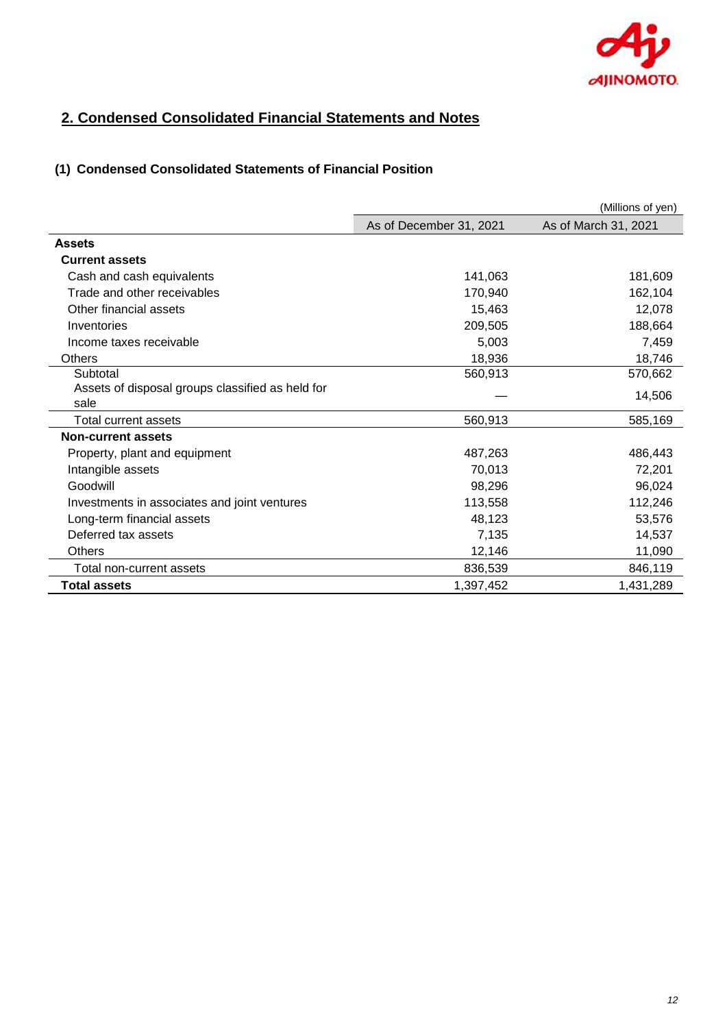## 2. Condensed Consolidated Financial Statements and Notes

### (1) Condensed Consolidated Statements of Financial Position

(Millions of yen)

| | As of December 31, 2021 | As of March 31, 2021 |
|---|---|---|
| **Assets** | | |
| **Current assets** | | |
| Cash and cash equivalents | 141,063 | 181,609 |
| Trade and other receivables | 170,940 | 162,104 |
| Other financial assets | 15,463 | 12,078 |
| Inventories | 209,505 | 188,664 |
| Income taxes receivable | 5,003 | 7,459 |
| Others | 18,936 | 18,746 |
| Subtotal | 560,913 | 570,662 |
| Assets of disposal groups classified as held for sale | — | 14,506 |
| Total current assets | 560,913 | 585,169 |
| **Non-current assets** | | |
| Property, plant and equipment | 487,263 | 486,443 |
| Intangible assets | 70,013 | 72,201 |
| Goodwill | 98,296 | 96,024 |
| Investments in associates and joint ventures | 113,558 | 112,246 |
| Long-term financial assets | 48,123 | 53,576 |
| Deferred tax assets | 7,135 | 14,537 |
| Others | 12,146 | 11,090 |
| Total non-current assets | 836,539 | 846,119 |
| **Total assets** | 1,397,452 | 1,431,289 |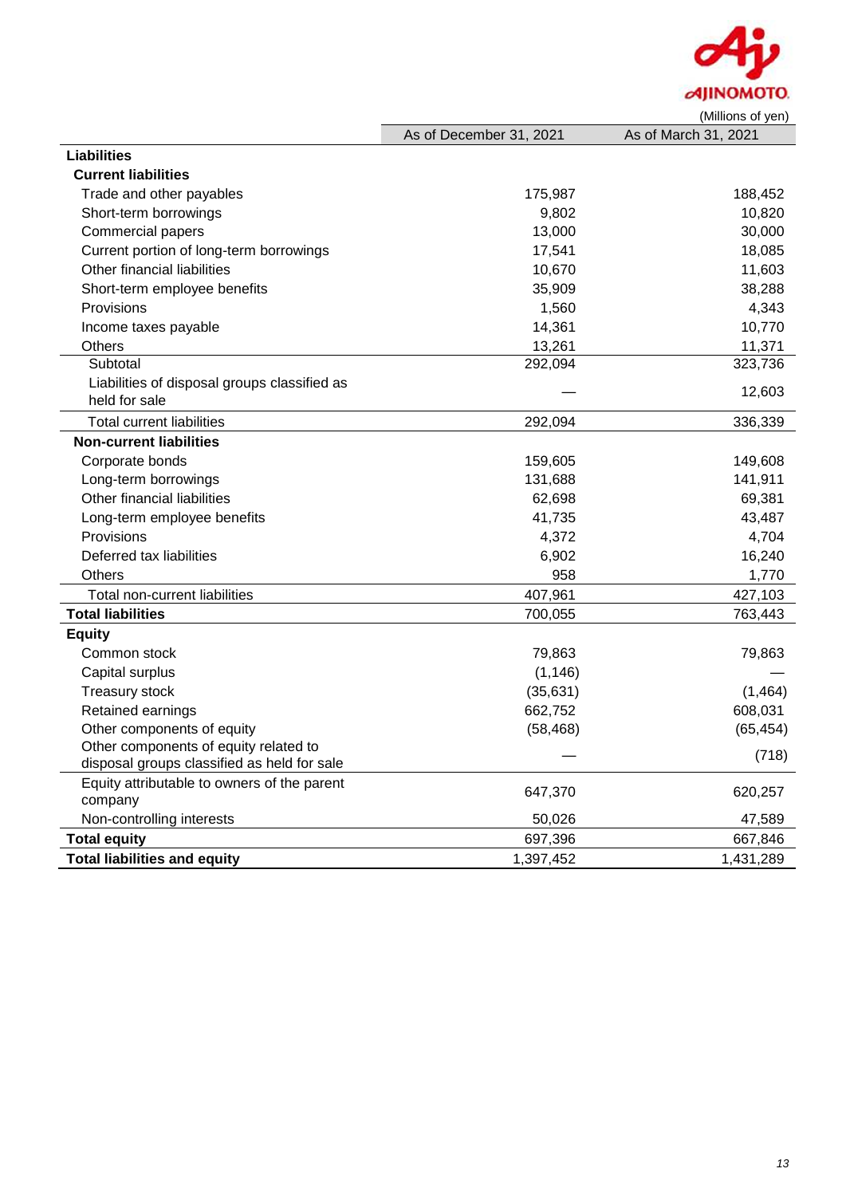(Millions of yen)

| | As of December 31, 2021 | As of March 31, 2021 |
|---|---|---|
| **Liabilities** | | |
| **Current liabilities** | | |
| Trade and other payables | 175,987 | 188,452 |
| Short-term borrowings | 9,802 | 10,820 |
| Commercial papers | 13,000 | 30,000 |
| Current portion of long-term borrowings | 17,541 | 18,085 |
| Other financial liabilities | 10,670 | 11,603 |
| Short-term employee benefits | 35,909 | 38,288 |
| Provisions | 1,560 | 4,343 |
| Income taxes payable | 14,361 | 10,770 |
| Others | 13,261 | 11,371 |
| Subtotal | 292,094 | 323,736 |
| Liabilities of disposal groups classified as held for sale | — | 12,603 |
| Total current liabilities | 292,094 | 336,339 |
| **Non-current liabilities** | | |
| Corporate bonds | 159,605 | 149,608 |
| Long-term borrowings | 131,688 | 141,911 |
| Other financial liabilities | 62,698 | 69,381 |
| Long-term employee benefits | 41,735 | 43,487 |
| Provisions | 4,372 | 4,704 |
| Deferred tax liabilities | 6,902 | 16,240 |
| Others | 958 | 1,770 |
| Total non-current liabilities | 407,961 | 427,103 |
| **Total liabilities** | 700,055 | 763,443 |
| **Equity** | | |
| Common stock | 79,863 | 79,863 |
| Capital surplus | (1,146) | — |
| Treasury stock | (35,631) | (1,464) |
| Retained earnings | 662,752 | 608,031 |
| Other components of equity | (58,468) | (65,454) |
| Other components of equity related to disposal groups classified as held for sale | — | (718) |
| Equity attributable to owners of the parent company | 647,370 | 620,257 |
| Non-controlling interests | 50,026 | 47,589 |
| **Total equity** | 697,396 | 667,846 |
| **Total liabilities and equity** | 1,397,452 | 1,431,289 |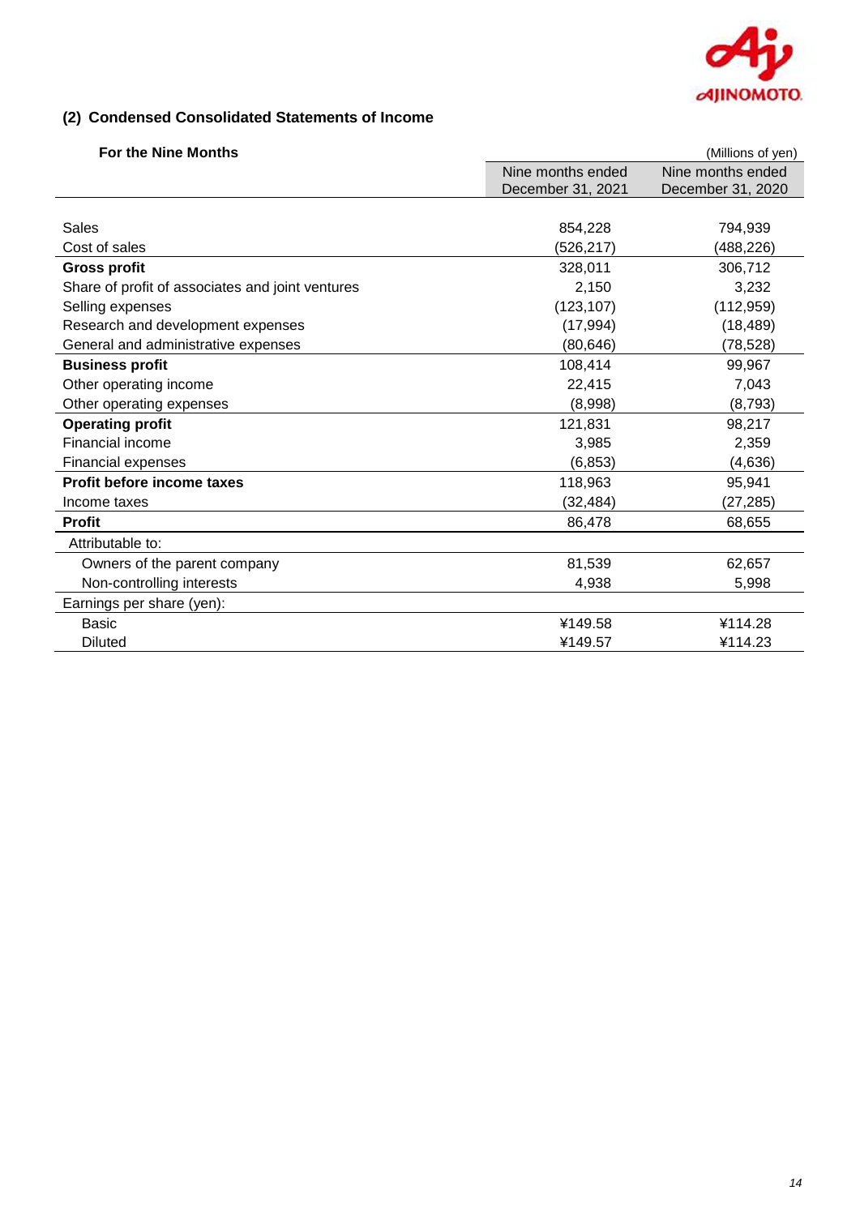## (2) Condensed Consolidated Statements of Income

**For the Nine Months**

(Millions of yen)

| | Nine months ended December 31, 2021 | Nine months ended December 31, 2020 |
|---|---|---|
| Sales | 854,228 | 794,939 |
| Cost of sales | (526,217) | (488,226) |
| **Gross profit** | 328,011 | 306,712 |
| Share of profit of associates and joint ventures | 2,150 | 3,232 |
| Selling expenses | (123,107) | (112,959) |
| Research and development expenses | (17,994) | (18,489) |
| General and administrative expenses | (80,646) | (78,528) |
| **Business profit** | 108,414 | 99,967 |
| Other operating income | 22,415 | 7,043 |
| Other operating expenses | (8,998) | (8,793) |
| **Operating profit** | 121,831 | 98,217 |
| Financial income | 3,985 | 2,359 |
| Financial expenses | (6,853) | (4,636) |
| **Profit before income taxes** | 118,963 | 95,941 |
| Income taxes | (32,484) | (27,285) |
| **Profit** | 86,478 | 68,655 |
| Attributable to: | | |
| Owners of the parent company | 81,539 | 62,657 |
| Non-controlling interests | 4,938 | 5,998 |
| Earnings per share (yen): | | |
| Basic | ¥149.58 | ¥114.28 |
| Diluted | ¥149.57 | ¥114.23 |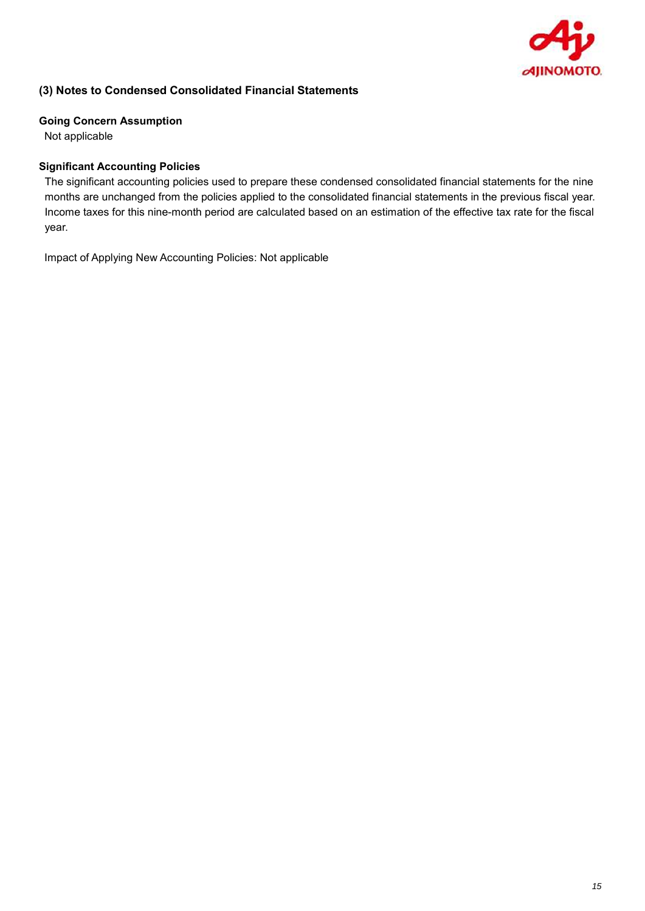## (3) Notes to Condensed Consolidated Financial Statements

**Going Concern Assumption**

Not applicable

**Significant Accounting Policies**

The significant accounting policies used to prepare these condensed consolidated financial statements for the nine months are unchanged from the policies applied to the consolidated financial statements in the previous fiscal year. Income taxes for this nine-month period are calculated based on an estimation of the effective tax rate for the fiscal year.

Impact of Applying New Accounting Policies: Not applicable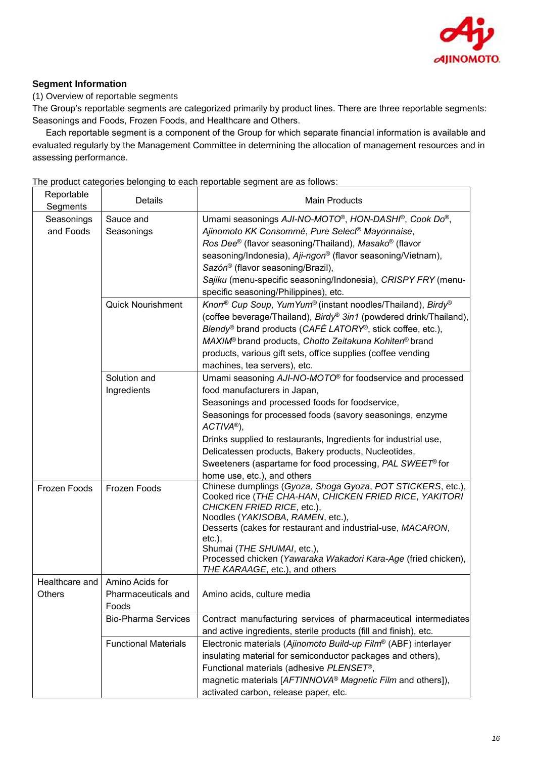## Segment Information

(1) Overview of reportable segments

The Group's reportable segments are categorized primarily by product lines. There are three reportable segments: Seasonings and Foods, Frozen Foods, and Healthcare and Others.

Each reportable segment is a component of the Group for which separate financial information is available and evaluated regularly by the Management Committee in determining the allocation of management resources and in assessing performance.

The product categories belonging to each reportable segment are as follows:

| Reportable Segments | Details | Main Products |
|---|---|---|
| Seasonings and Foods | Sauce and Seasonings | Umami seasonings *AJI-NO-MOTO®*, *HON-DASHI®*, *Cook Do®*, *Ajinomoto KK Consommé*, *Pure Select®* *Mayonnaise*, *Ros Dee®* (flavor seasoning/Thailand), *Masako®* (flavor seasoning/Indonesia), *Aji-ngon®* (flavor seasoning/Vietnam), *Sazón®* (flavor seasoning/Brazil), *Sajiku* (menu-specific seasoning/Indonesia), *CRISPY FRY* (menu-specific seasoning/Philippines), etc. |
| | Quick Nourishment | *Knorr®* *Cup Soup*, *YumYum®* (instant noodles/Thailand), *Birdy®* (coffee beverage/Thailand), *Birdy®* *3in1* (powdered drink/Thailand), *Blendy®* brand products (*CAFÉ LATORY®*, stick coffee, etc.), *MAXIM®* brand products, *Chotto Zeitakuna Kohiten®* brand products, various gift sets, office supplies (coffee vending machines, tea servers), etc. |
| | Solution and Ingredients | Umami seasoning *AJI-NO-MOTO®* for foodservice and processed food manufacturers in Japan, Seasonings and processed foods for foodservice, Seasonings for processed foods (savory seasonings, enzyme *ACTIVA®*), Drinks supplied to restaurants, Ingredients for industrial use, Delicatessen products, Bakery products, Nucleotides, Sweeteners (aspartame for food processing, *PAL SWEET®* for home use, etc.), and others |
| Frozen Foods | Frozen Foods | Chinese dumplings (*Gyoza*, *Shoga Gyoza*, *POT STICKERS*, etc.), Cooked rice (*THE CHA-HAN*, *CHICKEN FRIED RICE*, *YAKITORI CHICKEN FRIED RICE*, etc.), Noodles (*YAKISOBA*, *RAMEN*, etc.), Desserts (cakes for restaurant and industrial-use, *MACARON*, etc.), Shumai (*THE SHUMAI*, etc.), Processed chicken (*Yawaraka Wakadori Kara-Age* (fried chicken), *THE KARAAGE*, etc.), and others |
| Healthcare and Others | Amino Acids for Pharmaceuticals and Foods | Amino acids, culture media |
| | Bio-Pharma Services | Contract manufacturing services of pharmaceutical intermediates and active ingredients, sterile products (fill and finish), etc. |
| | Functional Materials | Electronic materials (*Ajinomoto Build-up Film®* (ABF) interlayer insulating material for semiconductor packages and others), Functional materials (adhesive *PLENSET®*, magnetic materials [*AFTINNOVA®* *Magnetic Film* and others]), activated carbon, release paper, etc. |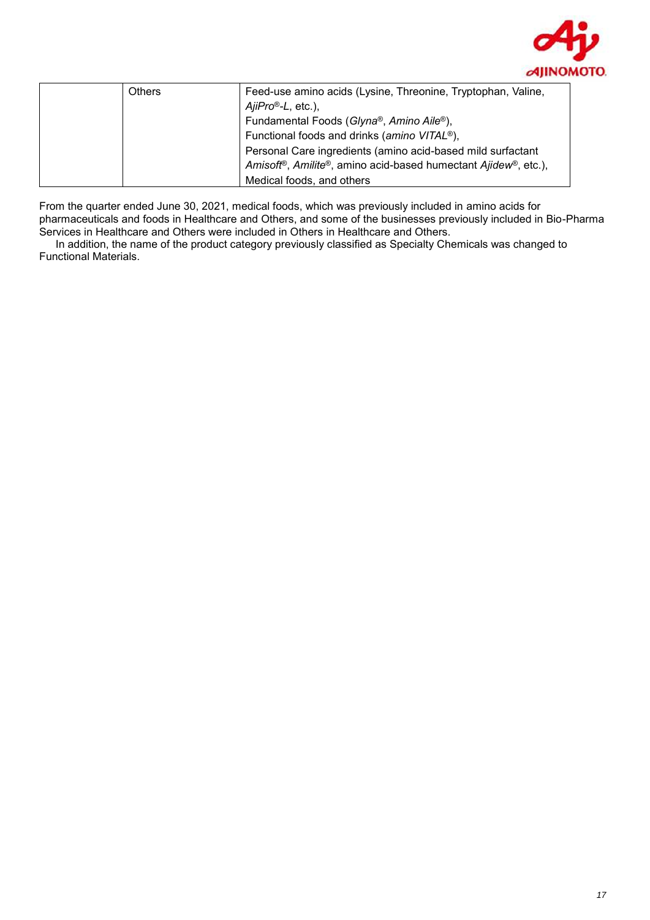| | | |
|---|---|---|
| | Others | Feed-use amino acids (Lysine, Threonine, Tryptophan, Valine, *AjiPro®-L*, etc.),<br>Fundamental Foods (*Glyna®*, *Amino Aile®*),<br>Functional foods and drinks (*amino VITAL®*),<br>Personal Care ingredients (amino acid-based mild surfactant *Amisoft®*, *Amilite®*, amino acid-based humectant *Ajidew®*, etc.),<br>Medical foods, and others |

From the quarter ended June 30, 2021, medical foods, which was previously included in amino acids for pharmaceuticals and foods in Healthcare and Others, and some of the businesses previously included in Bio-Pharma Services in Healthcare and Others were included in Others in Healthcare and Others.

In addition, the name of the product category previously classified as Specialty Chemicals was changed to Functional Materials.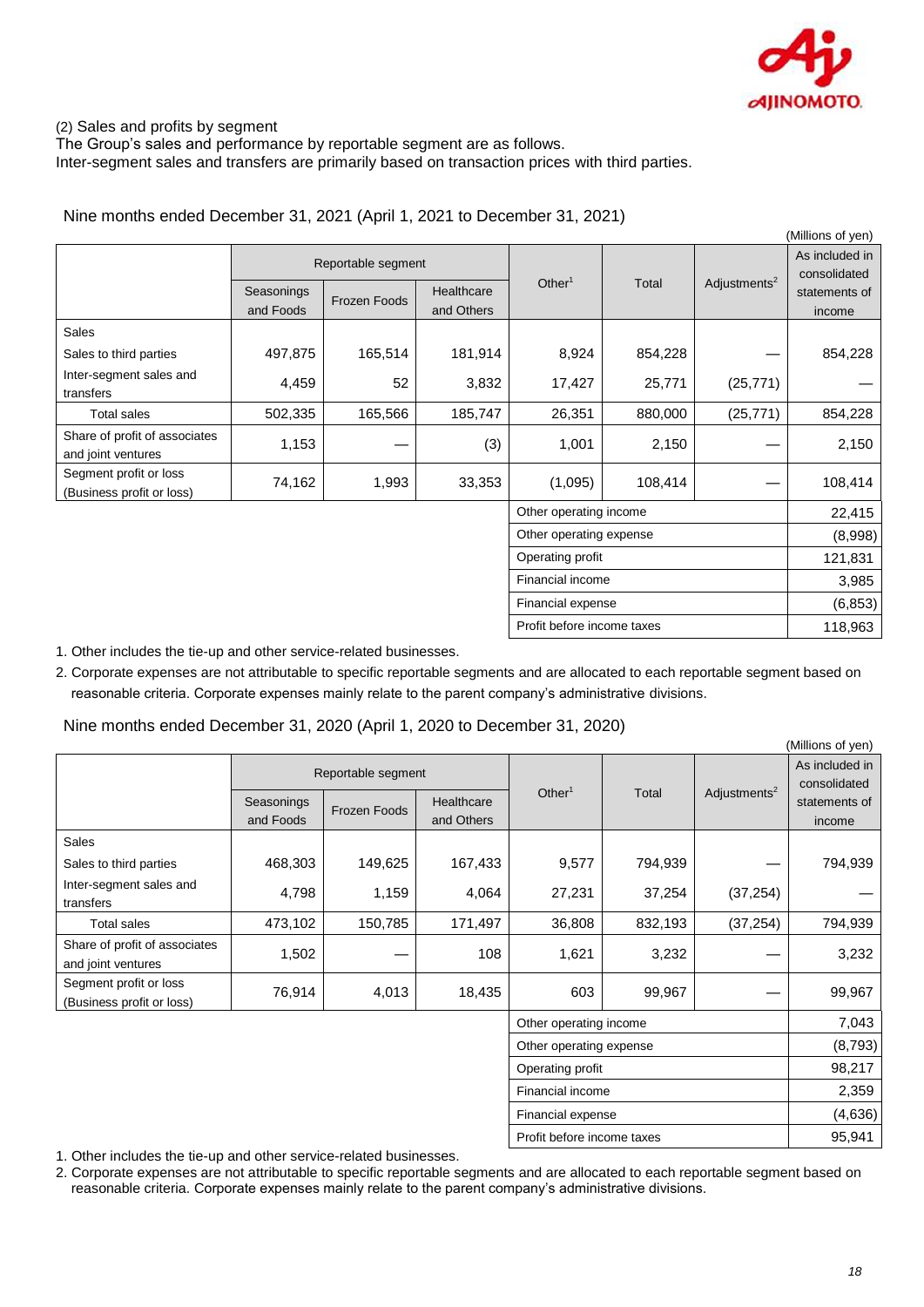(2) Sales and profits by segment

The Group's sales and performance by reportable segment are as follows.

Inter-segment sales and transfers are primarily based on transaction prices with third parties.

Nine months ended December 31, 2021 (April 1, 2021 to December 31, 2021)

(Millions of yen)

| | Reportable segment | | | Other[1] | Total | Adjustments[2] | As included in consolidated statements of income |
|---|---|---|---|---|---|---|---|
| | Seasonings and Foods | Frozen Foods | Healthcare and Others | | | | |
| Sales | | | | | | | |
| Sales to third parties | 497,875 | 165,514 | 181,914 | 8,924 | 854,228 | — | 854,228 |
| Inter-segment sales and transfers | 4,459 | 52 | 3,832 | 17,427 | 25,771 | (25,771) | — |
| Total sales | 502,335 | 165,566 | 185,747 | 26,351 | 880,000 | (25,771) | 854,228 |
| Share of profit of associates and joint ventures | 1,153 | — | (3) | 1,001 | 2,150 | — | 2,150 |
| Segment profit or loss (Business profit or loss) | 74,162 | 1,993 | 33,353 | (1,095) | 108,414 | — | 108,414 |
| | | | | Other operating income | | | 22,415 |
| | | | | Other operating expense | | | (8,998) |
| | | | | Operating profit | | | 121,831 |
| | | | | Financial income | | | 3,985 |
| | | | | Financial expense | | | (6,853) |
| | | | | Profit before income taxes | | | 118,963 |

1. Other includes the tie-up and other service-related businesses.
2. Corporate expenses are not attributable to specific reportable segments and are allocated to each reportable segment based on reasonable criteria. Corporate expenses mainly relate to the parent company's administrative divisions.

Nine months ended December 31, 2020 (April 1, 2020 to December 31, 2020)

(Millions of yen)

| | Reportable segment | | | Other[1] | Total | Adjustments[2] | As included in consolidated statements of income |
|---|---|---|---|---|---|---|---|
| | Seasonings and Foods | Frozen Foods | Healthcare and Others | | | | |
| Sales | | | | | | | |
| Sales to third parties | 468,303 | 149,625 | 167,433 | 9,577 | 794,939 | — | 794,939 |
| Inter-segment sales and transfers | 4,798 | 1,159 | 4,064 | 27,231 | 37,254 | (37,254) | — |
| Total sales | 473,102 | 150,785 | 171,497 | 36,808 | 832,193 | (37,254) | 794,939 |
| Share of profit of associates and joint ventures | 1,502 | — | 108 | 1,621 | 3,232 | — | 3,232 |
| Segment profit or loss (Business profit or loss) | 76,914 | 4,013 | 18,435 | 603 | 99,967 | — | 99,967 |
| | | | | Other operating income | | | 7,043 |
| | | | | Other operating expense | | | (8,793) |
| | | | | Operating profit | | | 98,217 |
| | | | | Financial income | | | 2,359 |
| | | | | Financial expense | | | (4,636) |
| | | | | Profit before income taxes | | | 95,941 |

1. Other includes the tie-up and other service-related businesses.
2. Corporate expenses are not attributable to specific reportable segments and are allocated to each reportable segment based on reasonable criteria. Corporate expenses mainly relate to the parent company's administrative divisions.